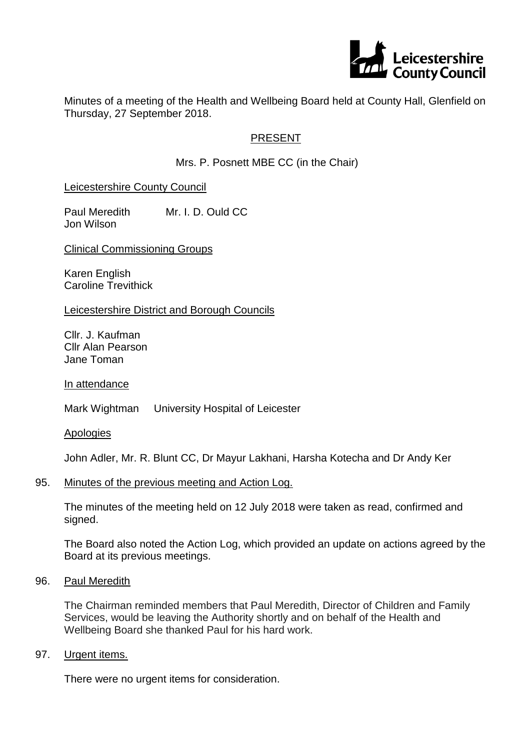Minutes of a meeting of the Health and Wellbeing Board held at County Hall, Glenfield on Thursday, 27 September 2018.

## PRESENT

Mrs. P. Posnett MBE CC (in the Chair)

Leicestershire County Council

Paul Meredith
Mr. I. D. Ould CC
Jon Wilson

Clinical Commissioning Groups

Karen English
Caroline Trevithick

Leicestershire District and Borough Councils

Cllr. J. Kaufman
Cllr Alan Pearson
Jane Toman

In attendance

Mark Wightman University Hospital of Leicester

Apologies

John Adler, Mr. R. Blunt CC, Dr Mayur Lakhani, Harsha Kotecha and Dr Andy Ker

### 95. Minutes of the previous meeting and Action Log.

The minutes of the meeting held on 12 July 2018 were taken as read, confirmed and signed.

The Board also noted the Action Log, which provided an update on actions agreed by the Board at its previous meetings.

### 96. Paul Meredith

The Chairman reminded members that Paul Meredith, Director of Children and Family Services, would be leaving the Authority shortly and on behalf of the Health and Wellbeing Board she thanked Paul for his hard work.

### 97. Urgent items.

There were no urgent items for consideration.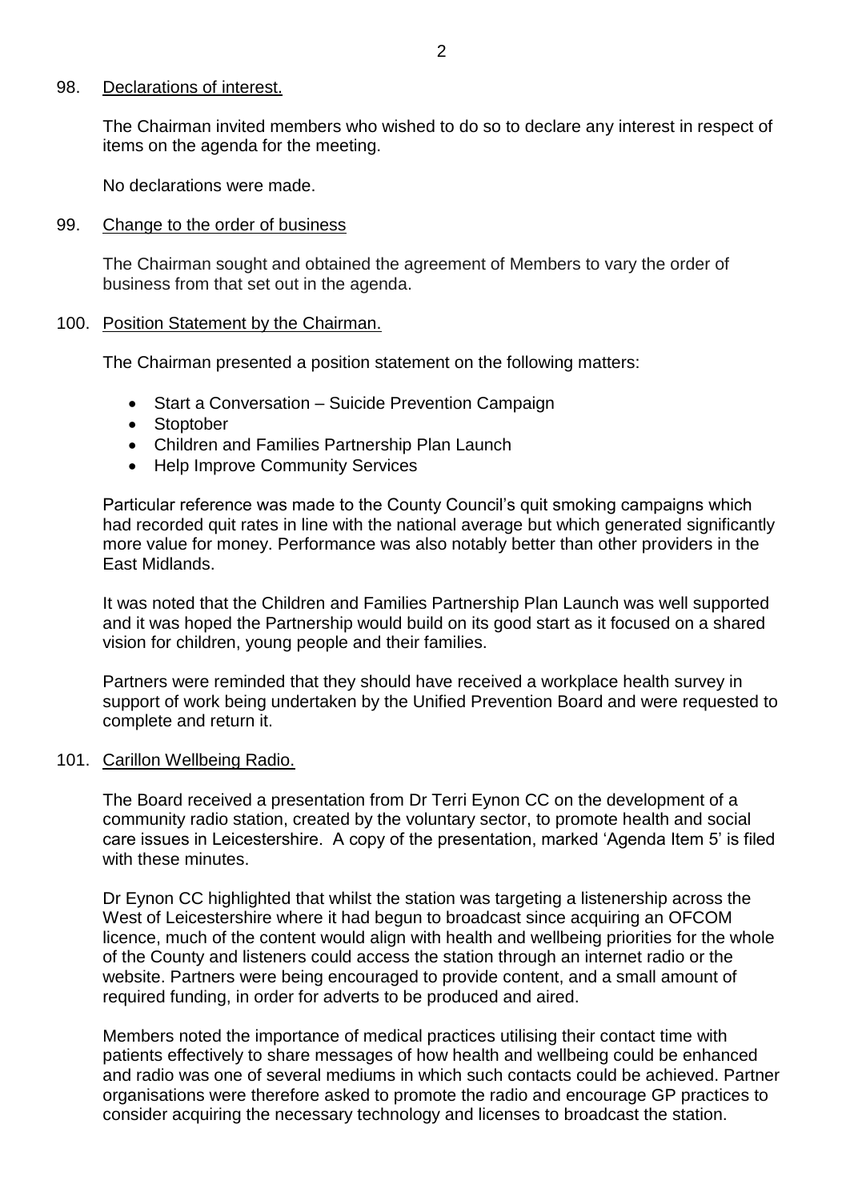98. <u>Declarations of interest.</u>

The Chairman invited members who wished to do so to declare any interest in respect of items on the agenda for the meeting.

No declarations were made.

99. <u>Change to the order of business</u>

The Chairman sought and obtained the agreement of Members to vary the order of business from that set out in the agenda.

100. <u>Position Statement by the Chairman.</u>

The Chairman presented a position statement on the following matters:

- Start a Conversation – Suicide Prevention Campaign
- Stoptober
- Children and Families Partnership Plan Launch
- Help Improve Community Services

Particular reference was made to the County Council's quit smoking campaigns which had recorded quit rates in line with the national average but which generated significantly more value for money. Performance was also notably better than other providers in the East Midlands.

It was noted that the Children and Families Partnership Plan Launch was well supported and it was hoped the Partnership would build on its good start as it focused on a shared vision for children, young people and their families.

Partners were reminded that they should have received a workplace health survey in support of work being undertaken by the Unified Prevention Board and were requested to complete and return it.

101. <u>Carillon Wellbeing Radio.</u>

The Board received a presentation from Dr Terri Eynon CC on the development of a community radio station, created by the voluntary sector, to promote health and social care issues in Leicestershire. A copy of the presentation, marked 'Agenda Item 5' is filed with these minutes.

Dr Eynon CC highlighted that whilst the station was targeting a listenership across the West of Leicestershire where it had begun to broadcast since acquiring an OFCOM licence, much of the content would align with health and wellbeing priorities for the whole of the County and listeners could access the station through an internet radio or the website. Partners were being encouraged to provide content, and a small amount of required funding, in order for adverts to be produced and aired.

Members noted the importance of medical practices utilising their contact time with patients effectively to share messages of how health and wellbeing could be enhanced and radio was one of several mediums in which such contacts could be achieved. Partner organisations were therefore asked to promote the radio and encourage GP practices to consider acquiring the necessary technology and licenses to broadcast the station.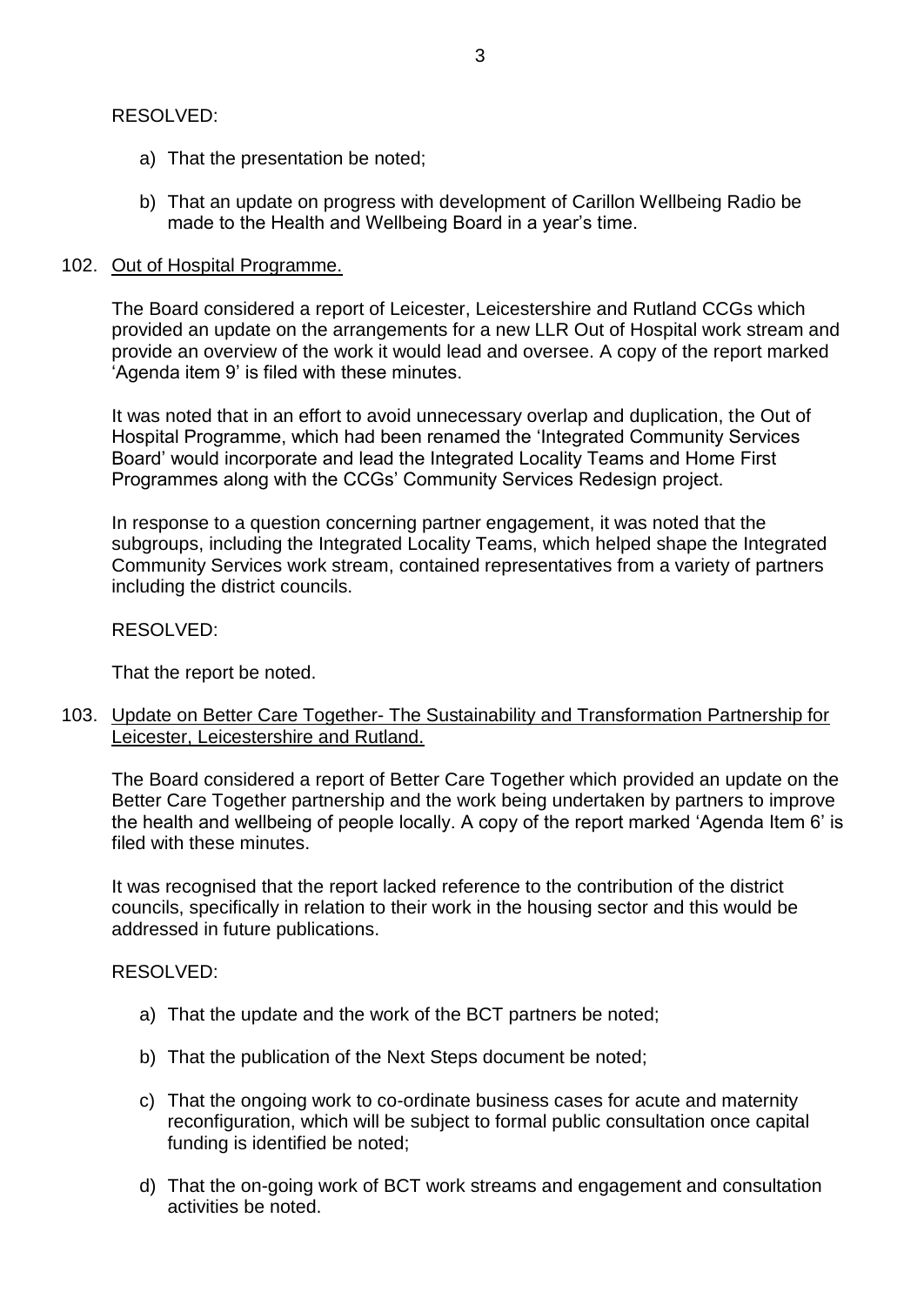RESOLVED:

a) That the presentation be noted;

b) That an update on progress with development of Carillon Wellbeing Radio be made to the Health and Wellbeing Board in a year's time.

102. Out of Hospital Programme.

The Board considered a report of Leicester, Leicestershire and Rutland CCGs which provided an update on the arrangements for a new LLR Out of Hospital work stream and provide an overview of the work it would lead and oversee. A copy of the report marked 'Agenda item 9' is filed with these minutes.

It was noted that in an effort to avoid unnecessary overlap and duplication, the Out of Hospital Programme, which had been renamed the 'Integrated Community Services Board' would incorporate and lead the Integrated Locality Teams and Home First Programmes along with the CCGs' Community Services Redesign project.

In response to a question concerning partner engagement, it was noted that the subgroups, including the Integrated Locality Teams, which helped shape the Integrated Community Services work stream, contained representatives from a variety of partners including the district councils.

RESOLVED:

That the report be noted.

103. Update on Better Care Together- The Sustainability and Transformation Partnership for Leicester, Leicestershire and Rutland.

The Board considered a report of Better Care Together which provided an update on the Better Care Together partnership and the work being undertaken by partners to improve the health and wellbeing of people locally. A copy of the report marked 'Agenda Item 6' is filed with these minutes.

It was recognised that the report lacked reference to the contribution of the district councils, specifically in relation to their work in the housing sector and this would be addressed in future publications.

RESOLVED:

a) That the update and the work of the BCT partners be noted;

b) That the publication of the Next Steps document be noted;

c) That the ongoing work to co-ordinate business cases for acute and maternity reconfiguration, which will be subject to formal public consultation once capital funding is identified be noted;

d) That the on-going work of BCT work streams and engagement and consultation activities be noted.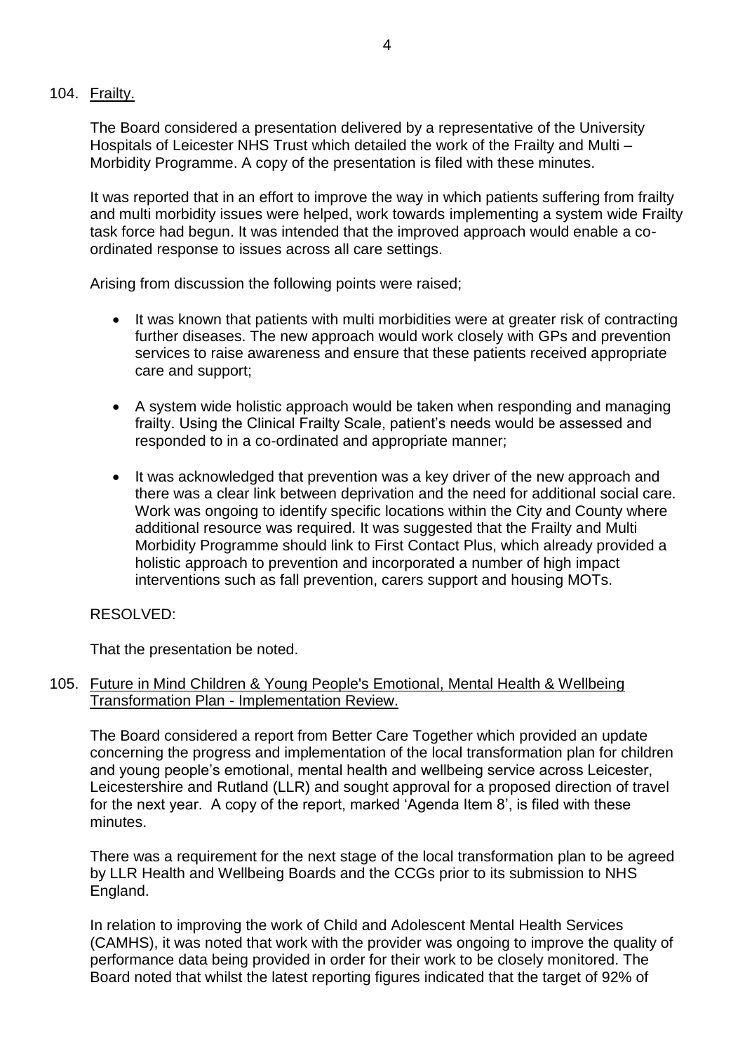104. Frailty.

The Board considered a presentation delivered by a representative of the University Hospitals of Leicester NHS Trust which detailed the work of the Frailty and Multi – Morbidity Programme. A copy of the presentation is filed with these minutes.

It was reported that in an effort to improve the way in which patients suffering from frailty and multi morbidity issues were helped, work towards implementing a system wide Frailty task force had begun. It was intended that the improved approach would enable a co-ordinated response to issues across all care settings.

Arising from discussion the following points were raised;

- It was known that patients with multi morbidities were at greater risk of contracting further diseases. The new approach would work closely with GPs and prevention services to raise awareness and ensure that these patients received appropriate care and support;

- A system wide holistic approach would be taken when responding and managing frailty. Using the Clinical Frailty Scale, patient's needs would be assessed and responded to in a co-ordinated and appropriate manner;

- It was acknowledged that prevention was a key driver of the new approach and there was a clear link between deprivation and the need for additional social care. Work was ongoing to identify specific locations within the City and County where additional resource was required. It was suggested that the Frailty and Multi Morbidity Programme should link to First Contact Plus, which already provided a holistic approach to prevention and incorporated a number of high impact interventions such as fall prevention, carers support and housing MOTs.

RESOLVED:

That the presentation be noted.

105. Future in Mind Children & Young People's Emotional, Mental Health & Wellbeing Transformation Plan - Implementation Review.

The Board considered a report from Better Care Together which provided an update concerning the progress and implementation of the local transformation plan for children and young people's emotional, mental health and wellbeing service across Leicester, Leicestershire and Rutland (LLR) and sought approval for a proposed direction of travel for the next year. A copy of the report, marked 'Agenda Item 8', is filed with these minutes.

There was a requirement for the next stage of the local transformation plan to be agreed by LLR Health and Wellbeing Boards and the CCGs prior to its submission to NHS England.

In relation to improving the work of Child and Adolescent Mental Health Services (CAMHS), it was noted that work with the provider was ongoing to improve the quality of performance data being provided in order for their work to be closely monitored. The Board noted that whilst the latest reporting figures indicated that the target of 92% of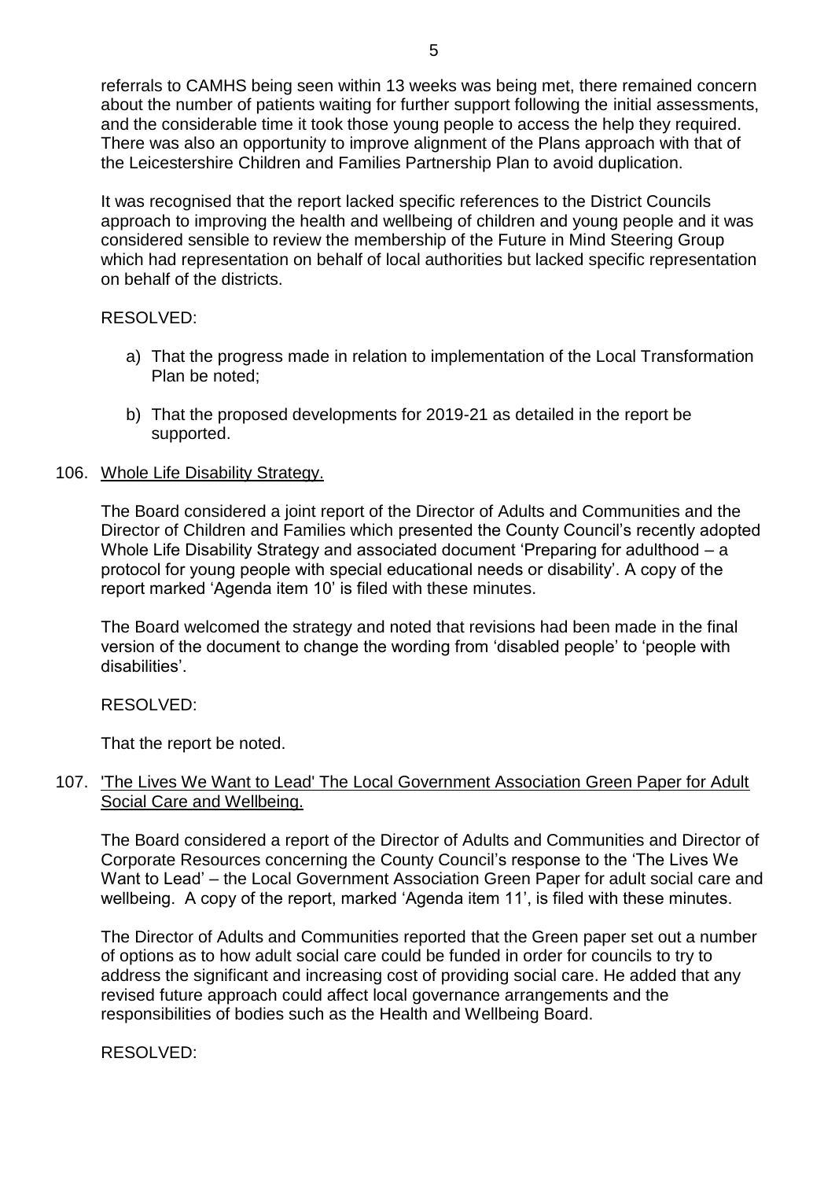referrals to CAMHS being seen within 13 weeks was being met, there remained concern about the number of patients waiting for further support following the initial assessments, and the considerable time it took those young people to access the help they required. There was also an opportunity to improve alignment of the Plans approach with that of the Leicestershire Children and Families Partnership Plan to avoid duplication.

It was recognised that the report lacked specific references to the District Councils approach to improving the health and wellbeing of children and young people and it was considered sensible to review the membership of the Future in Mind Steering Group which had representation on behalf of local authorities but lacked specific representation on behalf of the districts.

RESOLVED:

a) That the progress made in relation to implementation of the Local Transformation Plan be noted;

b) That the proposed developments for 2019-21 as detailed in the report be supported.

106. Whole Life Disability Strategy.

The Board considered a joint report of the Director of Adults and Communities and the Director of Children and Families which presented the County Council's recently adopted Whole Life Disability Strategy and associated document 'Preparing for adulthood – a protocol for young people with special educational needs or disability'. A copy of the report marked 'Agenda item 10' is filed with these minutes.

The Board welcomed the strategy and noted that revisions had been made in the final version of the document to change the wording from 'disabled people' to 'people with disabilities'.

RESOLVED:

That the report be noted.

107. 'The Lives We Want to Lead' The Local Government Association Green Paper for Adult Social Care and Wellbeing.

The Board considered a report of the Director of Adults and Communities and Director of Corporate Resources concerning the County Council's response to the 'The Lives We Want to Lead' – the Local Government Association Green Paper for adult social care and wellbeing. A copy of the report, marked 'Agenda item 11', is filed with these minutes.

The Director of Adults and Communities reported that the Green paper set out a number of options as to how adult social care could be funded in order for councils to try to address the significant and increasing cost of providing social care. He added that any revised future approach could affect local governance arrangements and the responsibilities of bodies such as the Health and Wellbeing Board.

RESOLVED: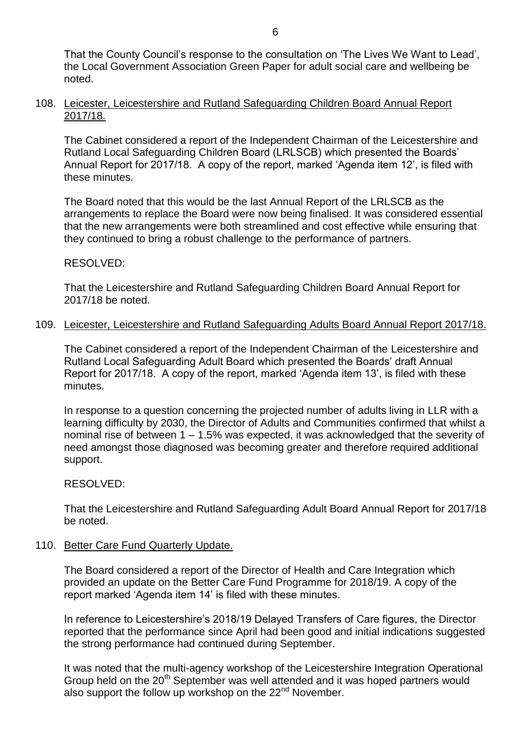That the County Council's response to the consultation on 'The Lives We Want to Lead', the Local Government Association Green Paper for adult social care and wellbeing be noted.

108. Leicester, Leicestershire and Rutland Safeguarding Children Board Annual Report 2017/18.

The Cabinet considered a report of the Independent Chairman of the Leicestershire and Rutland Local Safeguarding Children Board (LRLSCB) which presented the Boards' Annual Report for 2017/18. A copy of the report, marked 'Agenda item 12', is filed with these minutes.

The Board noted that this would be the last Annual Report of the LRLSCB as the arrangements to replace the Board were now being finalised. It was considered essential that the new arrangements were both streamlined and cost effective while ensuring that they continued to bring a robust challenge to the performance of partners.

RESOLVED:

That the Leicestershire and Rutland Safeguarding Children Board Annual Report for 2017/18 be noted.

109. Leicester, Leicestershire and Rutland Safeguarding Adults Board Annual Report 2017/18.

The Cabinet considered a report of the Independent Chairman of the Leicestershire and Rutland Local Safeguarding Adult Board which presented the Boards' draft Annual Report for 2017/18. A copy of the report, marked 'Agenda item 13', is filed with these minutes.

In response to a question concerning the projected number of adults living in LLR with a learning difficulty by 2030, the Director of Adults and Communities confirmed that whilst a nominal rise of between 1 – 1.5% was expected, it was acknowledged that the severity of need amongst those diagnosed was becoming greater and therefore required additional support.

RESOLVED:

That the Leicestershire and Rutland Safeguarding Adult Board Annual Report for 2017/18 be noted.

110. Better Care Fund Quarterly Update.

The Board considered a report of the Director of Health and Care Integration which provided an update on the Better Care Fund Programme for 2018/19. A copy of the report marked 'Agenda item 14' is filed with these minutes.

In reference to Leicestershire's 2018/19 Delayed Transfers of Care figures, the Director reported that the performance since April had been good and initial indications suggested the strong performance had continued during September.

It was noted that the multi-agency workshop of the Leicestershire Integration Operational Group held on the 20th September was well attended and it was hoped partners would also support the follow up workshop on the 22nd November.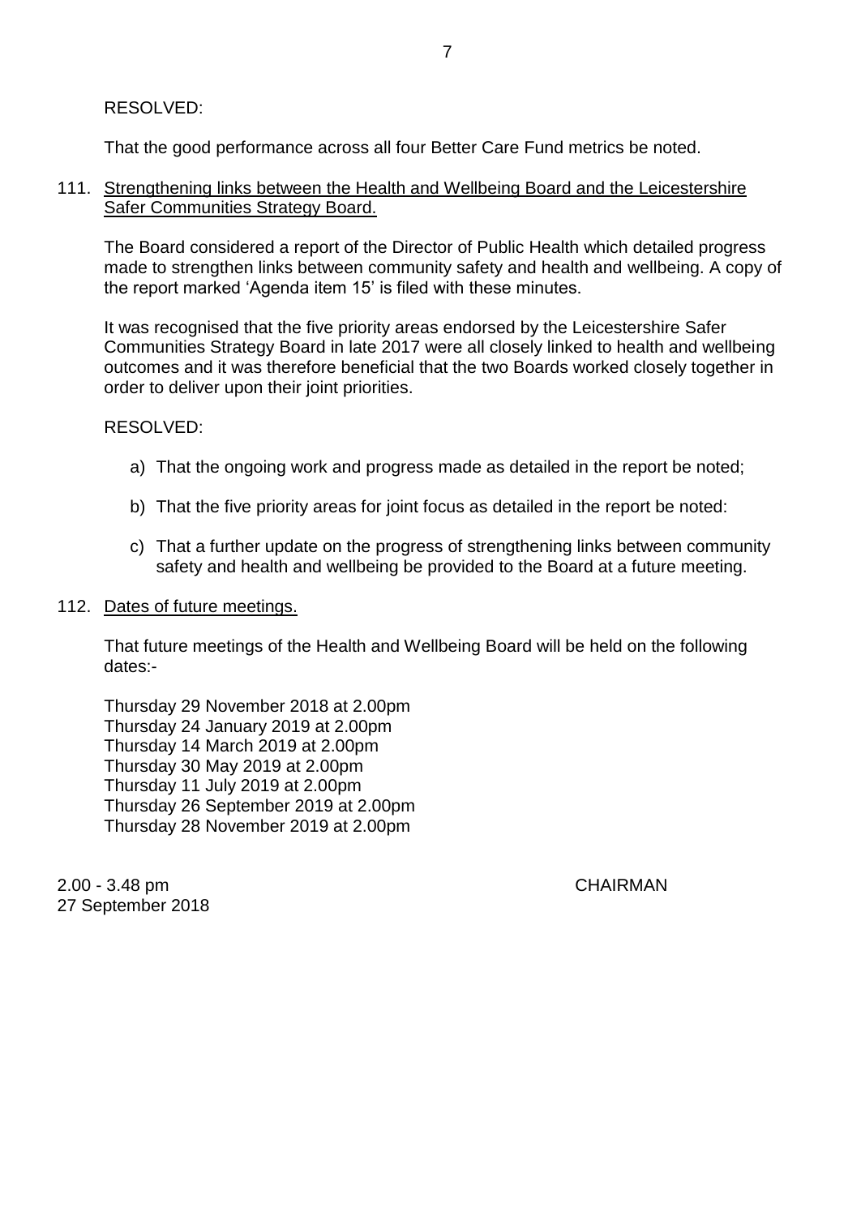RESOLVED:

That the good performance across all four Better Care Fund metrics be noted.

111. Strengthening links between the Health and Wellbeing Board and the Leicestershire Safer Communities Strategy Board.

The Board considered a report of the Director of Public Health which detailed progress made to strengthen links between community safety and health and wellbeing. A copy of the report marked 'Agenda item 15' is filed with these minutes.

It was recognised that the five priority areas endorsed by the Leicestershire Safer Communities Strategy Board in late 2017 were all closely linked to health and wellbeing outcomes and it was therefore beneficial that the two Boards worked closely together in order to deliver upon their joint priorities.

RESOLVED:

a) That the ongoing work and progress made as detailed in the report be noted;

b) That the five priority areas for joint focus as detailed in the report be noted:

c) That a further update on the progress of strengthening links between community safety and health and wellbeing be provided to the Board at a future meeting.

112. Dates of future meetings.

That future meetings of the Health and Wellbeing Board will be held on the following dates:-

Thursday 29 November 2018 at 2.00pm
Thursday 24 January 2019 at 2.00pm
Thursday 14 March 2019 at 2.00pm
Thursday 30 May 2019 at 2.00pm
Thursday 11 July 2019 at 2.00pm
Thursday 26 September 2019 at 2.00pm
Thursday 28 November 2019 at 2.00pm

2.00 - 3.48 pm
27 September 2018

CHAIRMAN